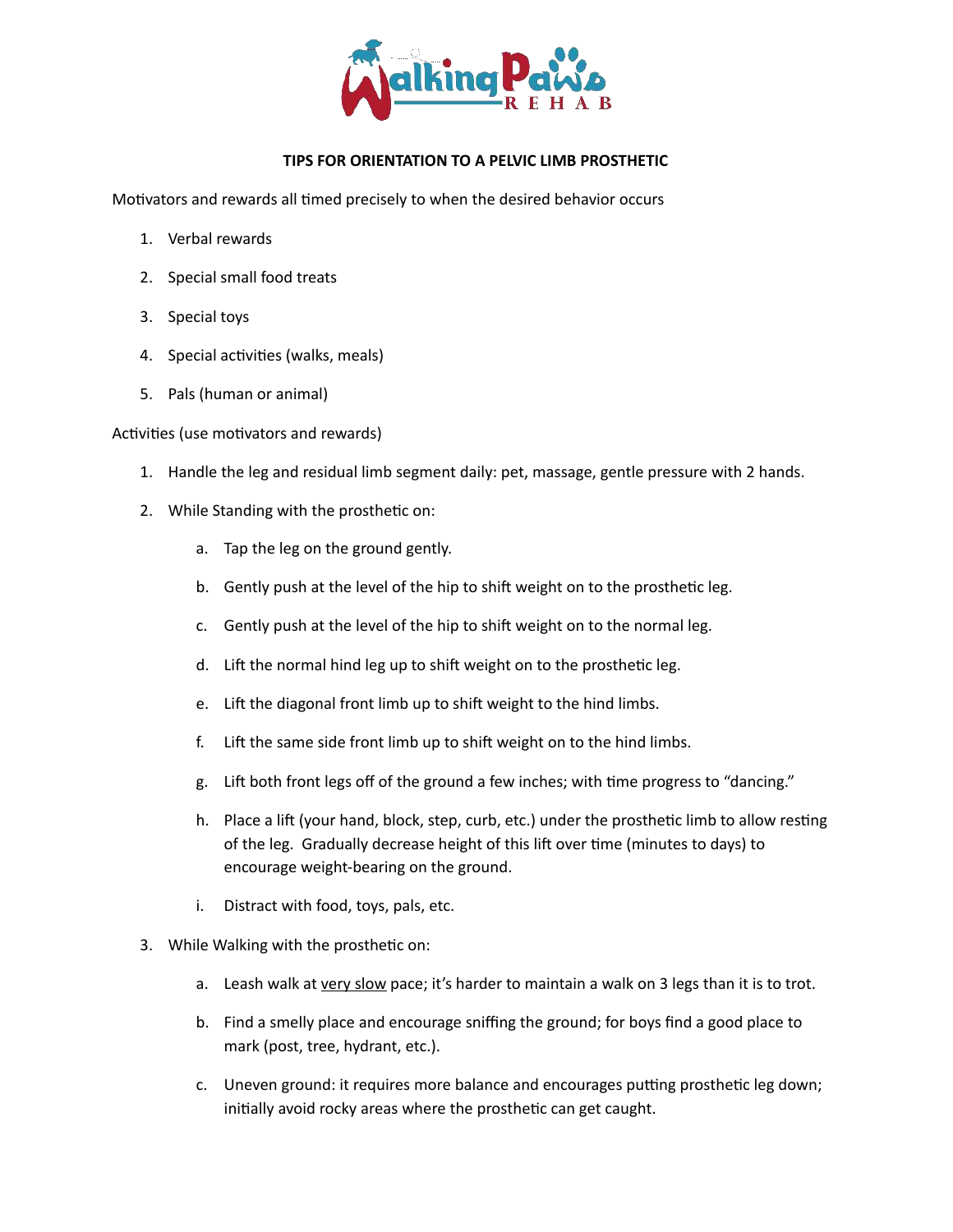# TIPS FOR ORIENTATION TO A PELVIC LIMB PROSTHETIC

Motivators and rewards all timed precisely to when the desired behavior occurs

1. Verbal rewards
2. Special small food treats
3. Special toys
4. Special activities (walks, meals)
5. Pals (human or animal)

Activities (use motivators and rewards)

1. Handle the leg and residual limb segment daily: pet, massage, gentle pressure with 2 hands.
2. While Standing with the prosthetic on:
   a. Tap the leg on the ground gently.
   b. Gently push at the level of the hip to shift weight on to the prosthetic leg.
   c. Gently push at the level of the hip to shift weight on to the normal leg.
   d. Lift the normal hind leg up to shift weight on to the prosthetic leg.
   e. Lift the diagonal front limb up to shift weight to the hind limbs.
   f. Lift the same side front limb up to shift weight on to the hind limbs.
   g. Lift both front legs off of the ground a few inches; with time progress to "dancing."
   h. Place a lift (your hand, block, step, curb, etc.) under the prosthetic limb to allow resting of the leg. Gradually decrease height of this lift over time (minutes to days) to encourage weight-bearing on the ground.
   i. Distract with food, toys, pals, etc.
3. While Walking with the prosthetic on:
   a. Leash walk at <u>very slow</u> pace; it's harder to maintain a walk on 3 legs than it is to trot.
   b. Find a smelly place and encourage sniffing the ground; for boys find a good place to mark (post, tree, hydrant, etc.).
   c. Uneven ground: it requires more balance and encourages putting prosthetic leg down; initially avoid rocky areas where the prosthetic can get caught.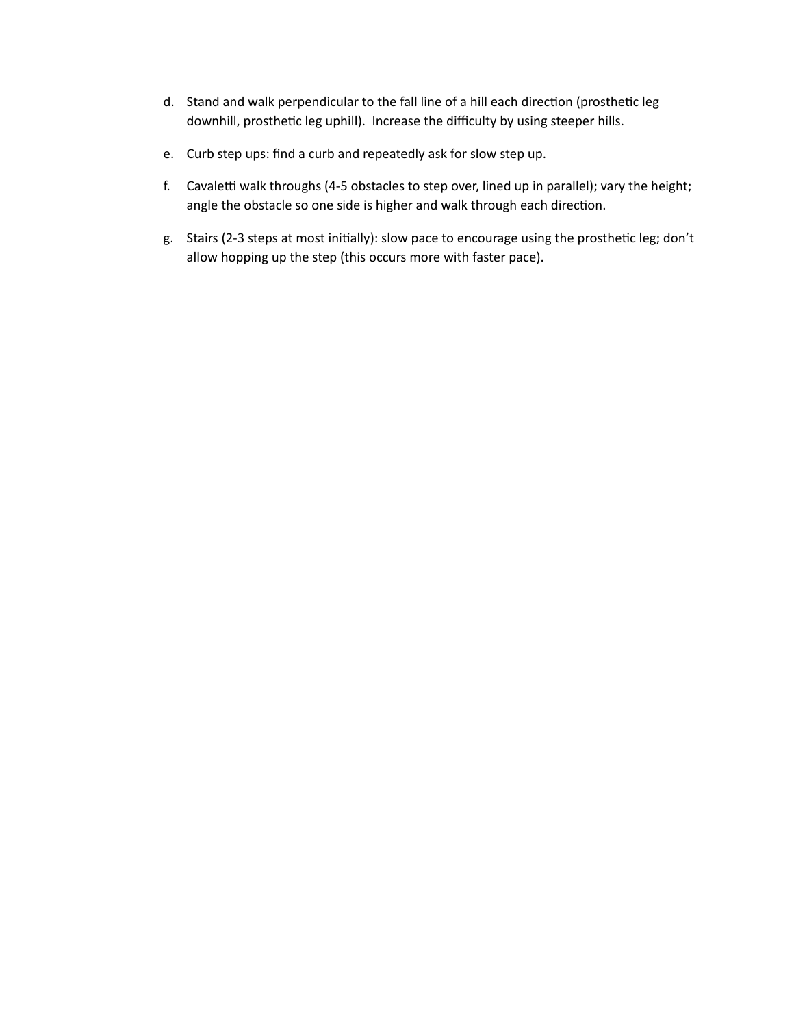d. Stand and walk perpendicular to the fall line of a hill each direction (prosthetic leg downhill, prosthetic leg uphill). Increase the difficulty by using steeper hills.

e. Curb step ups: find a curb and repeatedly ask for slow step up.

f. Cavaletti walk throughs (4-5 obstacles to step over, lined up in parallel); vary the height; angle the obstacle so one side is higher and walk through each direction.

g. Stairs (2-3 steps at most initially): slow pace to encourage using the prosthetic leg; don't allow hopping up the step (this occurs more with faster pace).